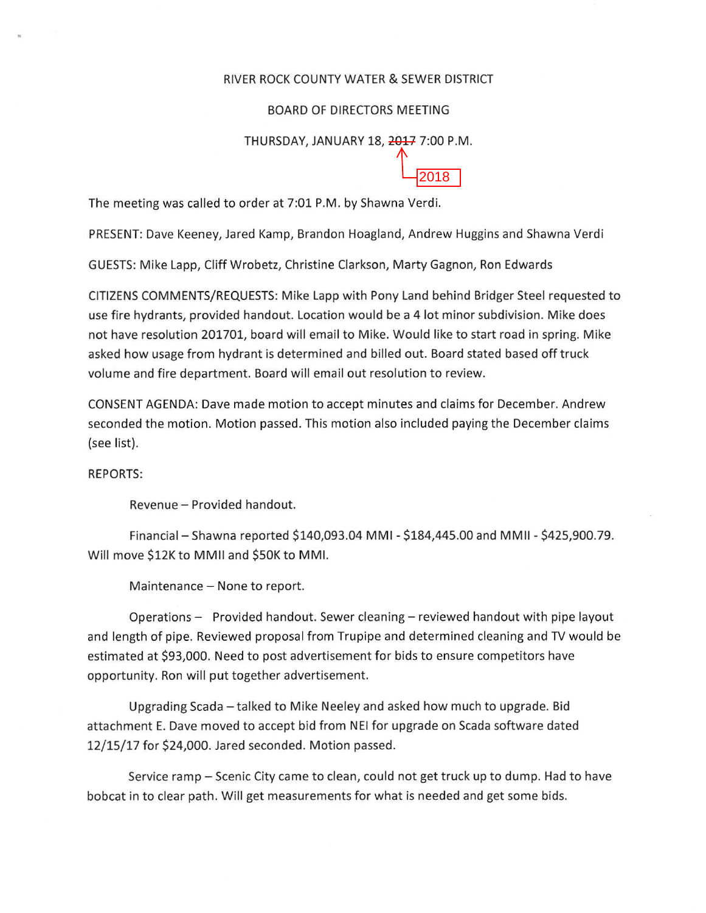# RIVER ROCK COUNTY WATER & SEWER DISTRICT

## BOARD OF DIRECTORS MEETING

### THURSDAY, JANUARY 18, ~~2017~~ 2018 7:00 P.M.

The meeting was called to order at 7:01 P.M. by Shawna Verdi.

PRESENT: Dave Keeney, Jared Kamp, Brandon Hoagland, Andrew Huggins and Shawna Verdi

GUESTS: Mike Lapp, Cliff Wrobetz, Christine Clarkson, Marty Gagnon, Ron Edwards

CITIZENS COMMENTS/REQUESTS: Mike Lapp with Pony Land behind Bridger Steel requested to use fire hydrants, provided handout. Location would be a 4 lot minor subdivision. Mike does not have resolution 201701, board will email to Mike. Would like to start road in spring. Mike asked how usage from hydrant is determined and billed out. Board stated based off truck volume and fire department. Board will email out resolution to review.

CONSENT AGENDA: Dave made motion to accept minutes and claims for December. Andrew seconded the motion. Motion passed. This motion also included paying the December claims (see list).

REPORTS:

Revenue – Provided handout.

Financial – Shawna reported $140,093.04 MMI - $184,445.00 and MMII - $425,900.79. Will move $12K to MMII and $50K to MMI.

Maintenance – None to report.

Operations – Provided handout. Sewer cleaning – reviewed handout with pipe layout and length of pipe. Reviewed proposal from Trupipe and determined cleaning and TV would be estimated at $93,000. Need to post advertisement for bids to ensure competitors have opportunity. Ron will put together advertisement.

Upgrading Scada – talked to Mike Neeley and asked how much to upgrade. Bid attachment E. Dave moved to accept bid from NEI for upgrade on Scada software dated 12/15/17 for $24,000. Jared seconded. Motion passed.

Service ramp – Scenic City came to clean, could not get truck up to dump. Had to have bobcat in to clear path. Will get measurements for what is needed and get some bids.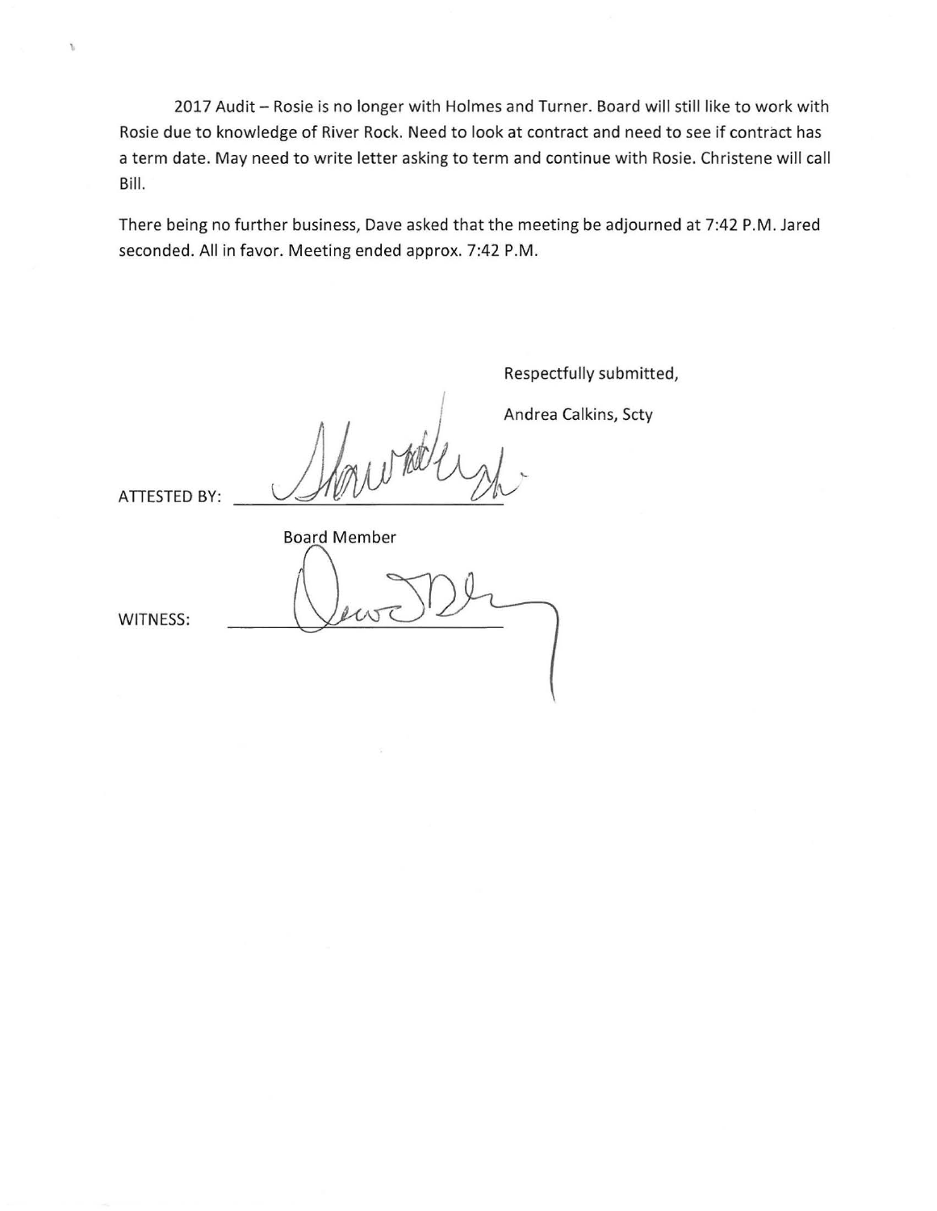2017 Audit – Rosie is no longer with Holmes and Turner. Board will still like to work with Rosie due to knowledge of River Rock. Need to look at contract and need to see if contract has a term date. May need to write letter asking to term and continue with Rosie. Christene will call Bill.

There being no further business, Dave asked that the meeting be adjourned at 7:42 P.M. Jared seconded. All in favor. Meeting ended approx. 7:42 P.M.

Respectfully submitted,

Andrea Calkins, Scty

ATTESTED BY: ______________________

Board Member

WITNESS: ______________________